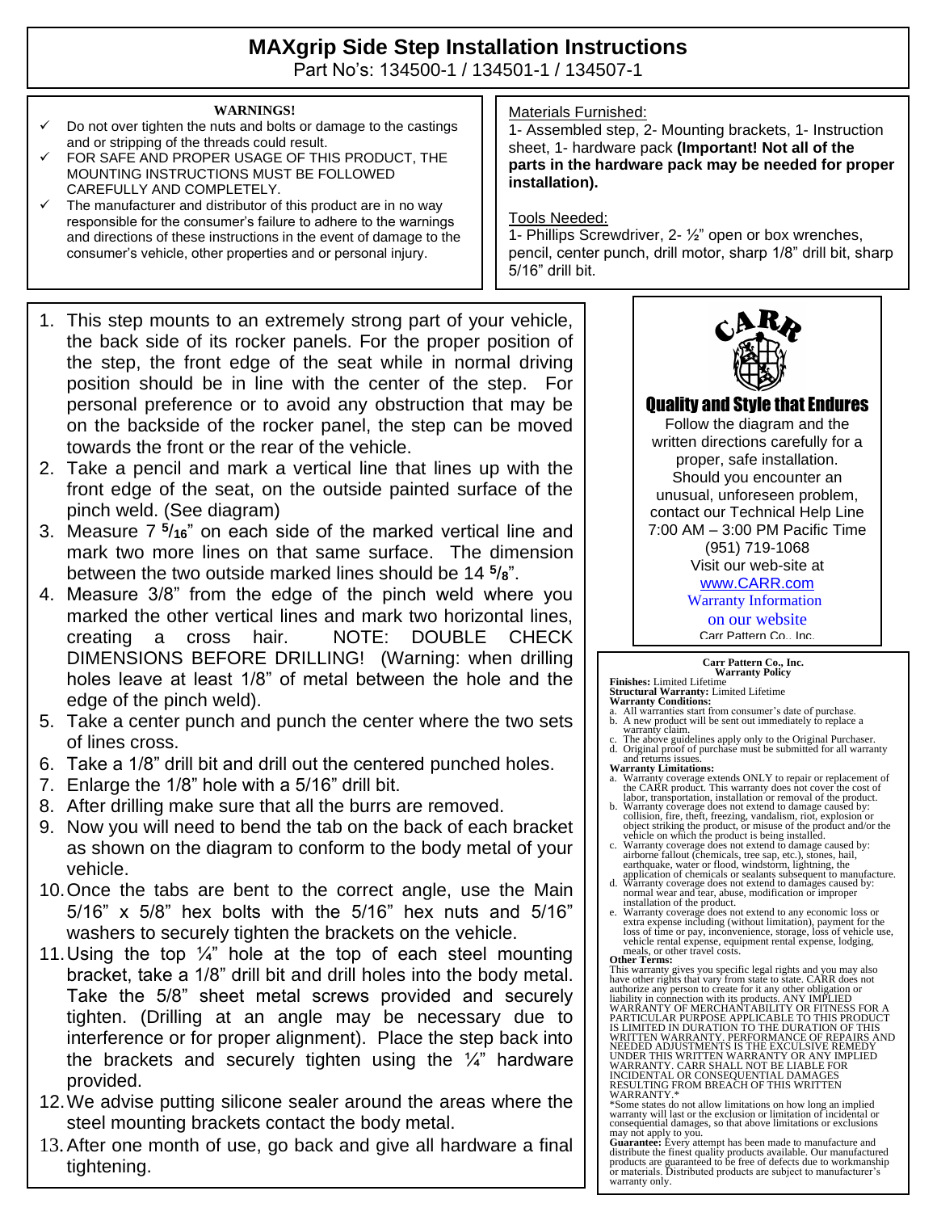# MAXgrip Side Step Installation Instructions

Part No's: 134500-1 / 134501-1 / 134507-1

**WARNINGS!**

- ✓ Do not over tighten the nuts and bolts or damage to the castings and or stripping of the threads could result.
- ✓ FOR SAFE AND PROPER USAGE OF THIS PRODUCT, THE MOUNTING INSTRUCTIONS MUST BE FOLLOWED CAREFULLY AND COMPLETELY.
- ✓ The manufacturer and distributor of this product are in no way responsible for the consumer's failure to adhere to the warnings and directions of these instructions in the event of damage to the consumer's vehicle, other properties and or personal injury.

Materials Furnished:

1- Assembled step, 2- Mounting brackets, 1- Instruction sheet, 1- hardware pack **(Important! Not all of the parts in the hardware pack may be needed for proper installation).**

Tools Needed:

1- Phillips Screwdriver, 2- ½" open or box wrenches, pencil, center punch, drill motor, sharp 1/8" drill bit, sharp 5/16" drill bit.

1. This step mounts to an extremely strong part of your vehicle, the back side of its rocker panels. For the proper position of the step, the front edge of the seat while in normal driving position should be in line with the center of the step. For personal preference or to avoid any obstruction that may be on the backside of the rocker panel, the step can be moved towards the front or the rear of the vehicle.
2. Take a pencil and mark a vertical line that lines up with the front edge of the seat, on the outside painted surface of the pinch weld. (See diagram)
3. Measure 7 5/16" on each side of the marked vertical line and mark two more lines on that same surface. The dimension between the two outside marked lines should be 14 5/8".
4. Measure 3/8" from the edge of the pinch weld where you marked the other vertical lines and mark two horizontal lines, creating a cross hair. NOTE: DOUBLE CHECK DIMENSIONS BEFORE DRILLING! (Warning: when drilling holes leave at least 1/8" of metal between the hole and the edge of the pinch weld).
5. Take a center punch and punch the center where the two sets of lines cross.
6. Take a 1/8" drill bit and drill out the centered punched holes.
7. Enlarge the 1/8" hole with a 5/16" drill bit.
8. After drilling make sure that all the burrs are removed.
9. Now you will need to bend the tab on the back of each bracket as shown on the diagram to conform to the body metal of your vehicle.
10. Once the tabs are bent to the correct angle, use the Main 5/16" x 5/8" hex bolts with the 5/16" hex nuts and 5/16" washers to securely tighten the brackets on the vehicle.
11. Using the top ¼" hole at the top of each steel mounting bracket, take a 1/8" drill bit and drill holes into the body metal. Take the 5/8" sheet metal screws provided and securely tighten. (Drilling at an angle may be necessary due to interference or for proper alignment). Place the step back into the brackets and securely tighten using the ¼" hardware provided.
12. We advise putting silicone sealer around the areas where the steel mounting brackets contact the body metal.
13. After one month of use, go back and give all hardware a final tightening.

CARR

**Quality and Style that Endures**

Follow the diagram and the written directions carefully for a proper, safe installation. Should you encounter an unusual, unforeseen problem, contact our Technical Help Line 7:00 AM – 3:00 PM Pacific Time (951) 719-1068

Visit our web-site at www.CARR.com

Warranty Information on our website

Carr Pattern Co., Inc.

**Carr Pattern Co., Inc.**
**Warranty Policy**

**Finishes:** Limited Lifetime
**Structural Warranty:** Limited Lifetime

**Warranty Conditions:**

a. All warranties start from consumer's date of purchase.
b. A new product will be sent out immediately to replace a warranty claim.
c. The above guidelines apply only to the Original Purchaser.
d. Original proof of purchase must be submitted for all warranty and returns issues.

**Warranty Limitations:**

a. Warranty coverage extends ONLY to repair or replacement of the CARR product. This warranty does not cover the cost of labor, transportation, installation or removal of the product.
b. Warranty coverage does not extend to damage caused by: collision, fire, theft, freezing, vandalism, riot, explosion or object striking the product, or misuse of the product and/or the vehicle on which the product is being installed.
c. Warranty coverage does not extend to damage caused by: airborne fallout (chemicals, tree sap, etc.), stones, hail, earthquake, water or flood, windstorm, lightning, the application of chemicals or sealants subsequent to manufacture.
d. Warranty coverage does not extend to damages caused by: normal wear and tear, abuse, modification or improper installation of the product.
e. Warranty coverage does not extend to any economic loss or extra expense including (without limitation), payment for the loss of time or pay, inconvenience, storage, loss of vehicle use, vehicle rental expense, equipment rental expense, lodging, meals, or other travel costs.

**Other Terms:**

This warranty gives you specific legal rights and you may also have other rights that vary from state to state. CARR does not authorize any person to create for it any other obligation or liability in connection with its products. ANY IMPLIED WARRANTY OF MERCHANTABILITY OR FITNESS FOR A PARTICULAR PURPOSE APPLICABLE TO THIS PRODUCT IS LIMITED IN DURATION TO THE DURATION OF THIS WRITTEN WARRANTY. PERFORMANCE OF REPAIRS AND NEEDED ADJUSTMENTS IS THE EXCULSIVE REMEDY UNDER THIS WRITTEN WARRANTY OR ANY IMPLIED WARRANTY. CARR SHALL NOT BE LIABLE FOR INCIDENTAL OR CONSEQUENTIAL DAMAGES RESULTING FROM BREACH OF THIS WRITTEN WARRANTY.*

*Some states do not allow limitations on how long an implied warranty will last or the exclusion of incidental or consequential damages, so that above limitations or exclusions may not apply to you.

**Guarantee:** Every attempt has been made to manufacture and distribute the finest quality products available. Our manufactured products are guaranteed to be free of defects due to workmanship or materials. Distributed products are subject to manufacturer's warranty only.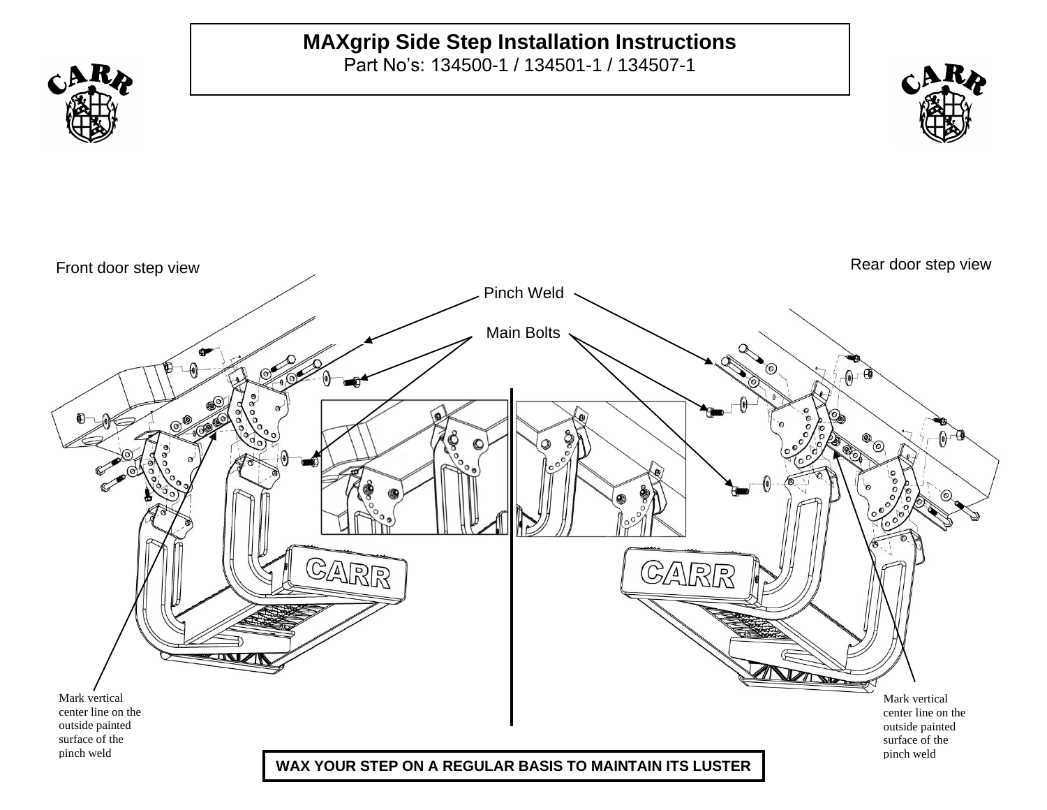# MAXgrip Side Step Installation Instructions

Part No's: 134500-1 / 134501-1 / 134507-1

Front door step view

Rear door step view

Pinch Weld

Main Bolts

Mark vertical center line on the outside painted surface of the pinch weld

Mark vertical center line on the outside painted surface of the pinch weld

**WAX YOUR STEP ON A REGULAR BASIS TO MAINTAIN ITS LUSTER**